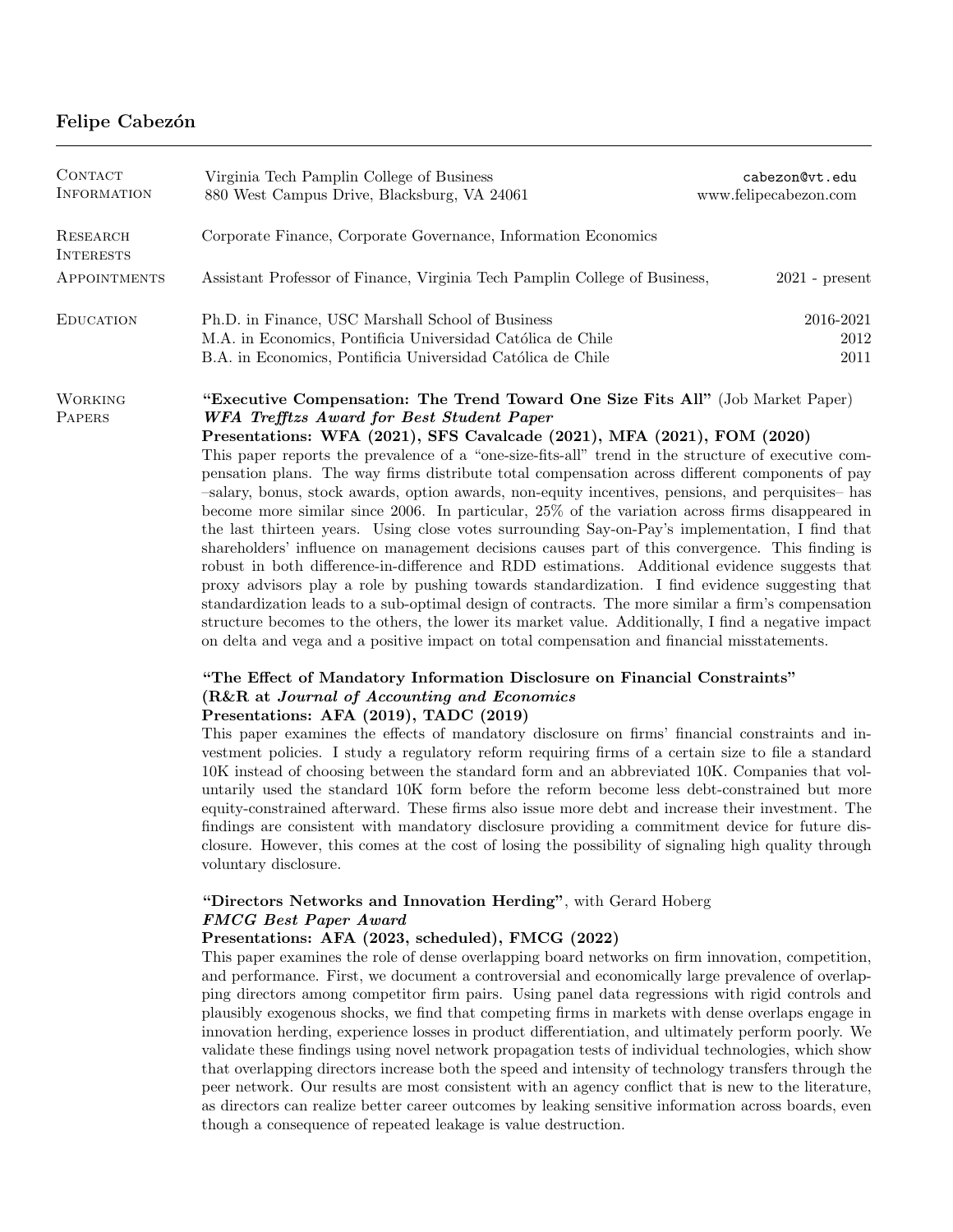# Felipe Cabezón

---

## Contact Information

Virginia Tech Pamplin College of Business
880 West Campus Drive, Blacksburg, VA 24061

cabezon@vt.edu
www.felipecabezon.com

## Research Interests

Corporate Finance, Corporate Governance, Information Economics

## Appointments

Assistant Professor of Finance, Virginia Tech Pamplin College of Business, 2021 - present

## Education

Ph.D. in Finance, USC Marshall School of Business, 2016-2021
M.A. in Economics, Pontificia Universidad Católica de Chile, 2012
B.A. in Economics, Pontificia Universidad Católica de Chile, 2011

## Working Papers

**"Executive Compensation: The Trend Toward One Size Fits All"** (Job Market Paper)
***WFA Trefftzs Award for Best Student Paper***
**Presentations: WFA (2021), SFS Cavalcade (2021), MFA (2021), FOM (2020)**
This paper reports the prevalence of a "one-size-fits-all" trend in the structure of executive compensation plans. The way firms distribute total compensation across different components of pay –salary, bonus, stock awards, option awards, non-equity incentives, pensions, and perquisites– has become more similar since 2006. In particular, 25% of the variation across firms disappeared in the last thirteen years. Using close votes surrounding Say-on-Pay's implementation, I find that shareholders' influence on management decisions causes part of this convergence. This finding is robust in both difference-in-difference and RDD estimations. Additional evidence suggests that proxy advisors play a role by pushing towards standardization. I find evidence suggesting that standardization leads to a sub-optimal design of contracts. The more similar a firm's compensation structure becomes to the others, the lower its market value. Additionally, I find a negative impact on delta and vega and a positive impact on total compensation and financial misstatements.

**"The Effect of Mandatory Information Disclosure on Financial Constraints"**
**(R&R at *Journal of Accounting and Economics***
**Presentations: AFA (2019), TADC (2019)**
This paper examines the effects of mandatory disclosure on firms' financial constraints and investment policies. I study a regulatory reform requiring firms of a certain size to file a standard 10K instead of choosing between the standard form and an abbreviated 10K. Companies that voluntarily used the standard 10K form before the reform become less debt-constrained but more equity-constrained afterward. These firms also issue more debt and increase their investment. The findings are consistent with mandatory disclosure providing a commitment device for future disclosure. However, this comes at the cost of losing the possibility of signaling high quality through voluntary disclosure.

**"Directors Networks and Innovation Herding"**, with Gerard Hoberg
***FMCG Best Paper Award***
**Presentations: AFA (2023, scheduled), FMCG (2022)**
This paper examines the role of dense overlapping board networks on firm innovation, competition, and performance. First, we document a controversial and economically large prevalence of overlapping directors among competitor firm pairs. Using panel data regressions with rigid controls and plausibly exogenous shocks, we find that competing firms in markets with dense overlaps engage in innovation herding, experience losses in product differentiation, and ultimately perform poorly. We validate these findings using novel network propagation tests of individual technologies, which show that overlapping directors increase both the speed and intensity of technology transfers through the peer network. Our results are most consistent with an agency conflict that is new to the literature, as directors can realize better career outcomes by leaking sensitive information across boards, even though a consequence of repeated leakage is value destruction.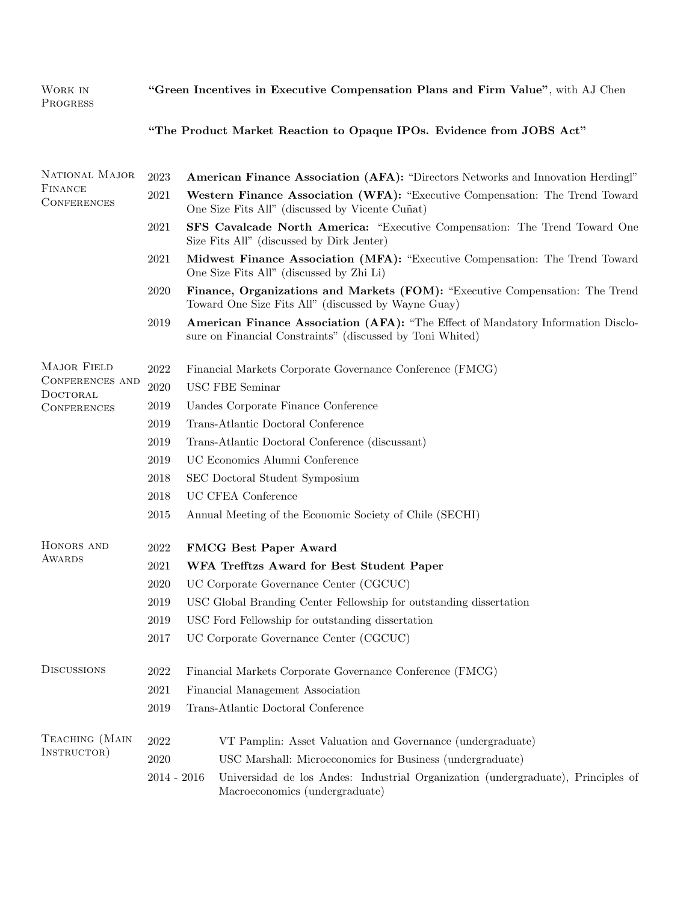## Work in Progress

**"Green Incentives in Executive Compensation Plans and Firm Value"**, with AJ Chen

**"The Product Market Reaction to Opaque IPOs. Evidence from JOBS Act"**

## National Major Finance Conferences

- 2023 **American Finance Association (AFA):** "Directors Networks and Innovation Herdingl"
- 2021 **Western Finance Association (WFA):** "Executive Compensation: The Trend Toward One Size Fits All" (discussed by Vicente Cuñat)
- 2021 **SFS Cavalcade North America:** "Executive Compensation: The Trend Toward One Size Fits All" (discussed by Dirk Jenter)
- 2021 **Midwest Finance Association (MFA):** "Executive Compensation: The Trend Toward One Size Fits All" (discussed by Zhi Li)
- 2020 **Finance, Organizations and Markets (FOM):** "Executive Compensation: The Trend Toward One Size Fits All" (discussed by Wayne Guay)
- 2019 **American Finance Association (AFA):** "The Effect of Mandatory Information Disclosure on Financial Constraints" (discussed by Toni Whited)

## Major Field Conferences and Doctoral Conferences

- 2022 Financial Markets Corporate Governance Conference (FMCG)
- 2020 USC FBE Seminar
- 2019 Uandes Corporate Finance Conference
- 2019 Trans-Atlantic Doctoral Conference
- 2019 Trans-Atlantic Doctoral Conference (discussant)
- 2019 UC Economics Alumni Conference
- 2018 SEC Doctoral Student Symposium
- 2018 UC CFEA Conference
- 2015 Annual Meeting of the Economic Society of Chile (SECHI)

## Honors and Awards

- 2022 **FMCG Best Paper Award**
- 2021 **WFA Trefftzs Award for Best Student Paper**
- 2020 UC Corporate Governance Center (CGCUC)
- 2019 USC Global Branding Center Fellowship for outstanding dissertation
- 2019 USC Ford Fellowship for outstanding dissertation
- 2017 UC Corporate Governance Center (CGCUC)

## Discussions

- 2022 Financial Markets Corporate Governance Conference (FMCG)
- 2021 Financial Management Association
- 2019 Trans-Atlantic Doctoral Conference

## Teaching (Main Instructor)

- 2022 VT Pamplin: Asset Valuation and Governance (undergraduate)
- 2020 USC Marshall: Microeconomics for Business (undergraduate)
- 2014 - 2016 Universidad de los Andes: Industrial Organization (undergraduate), Principles of Macroeconomics (undergraduate)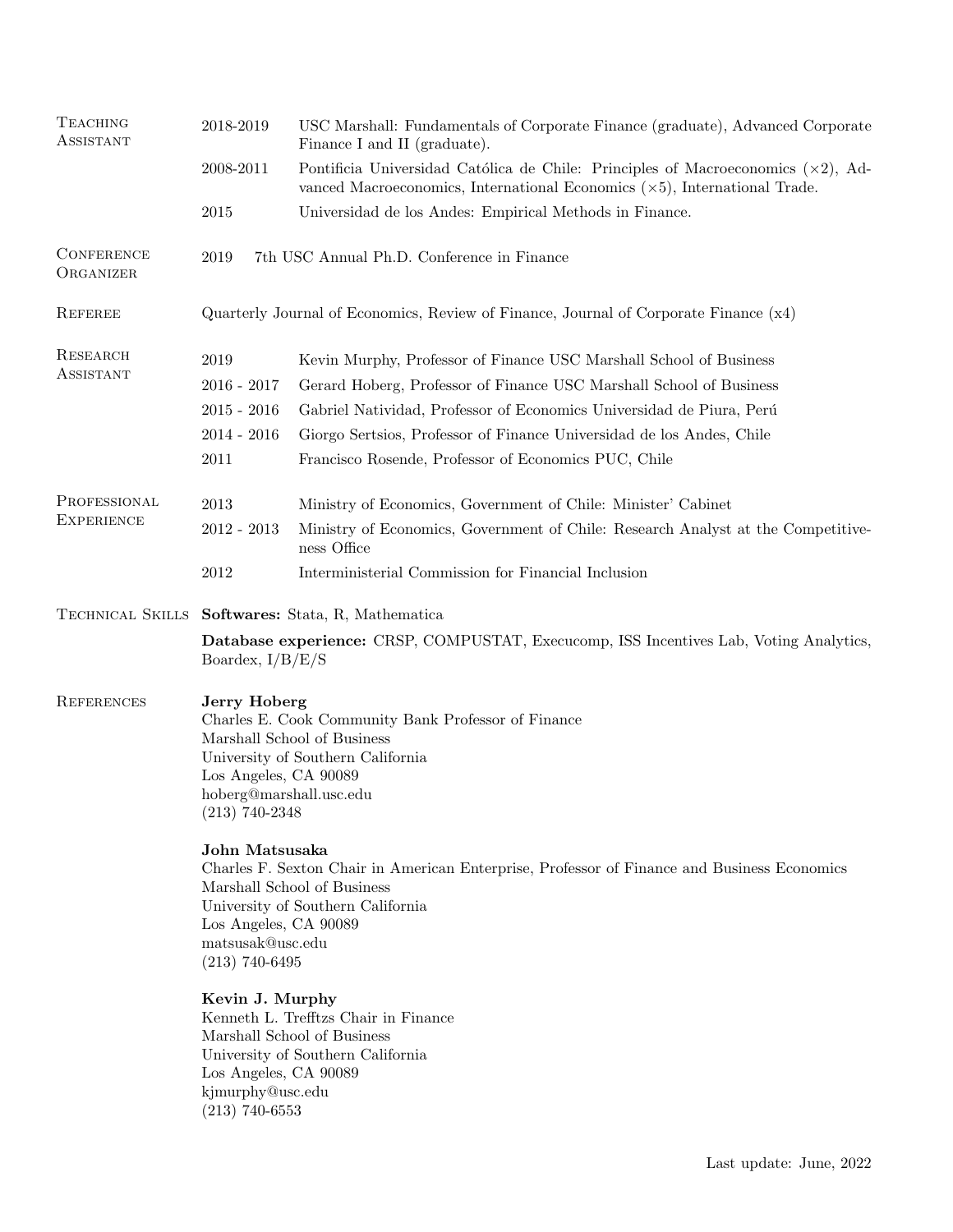## Teaching Assistant

- **2018-2019** — USC Marshall: Fundamentals of Corporate Finance (graduate), Advanced Corporate Finance I and II (graduate).
- **2008-2011** — Pontificia Universidad Católica de Chile: Principles of Macroeconomics (×2), Advanced Macroeconomics, International Economics (×5), International Trade.
- **2015** — Universidad de los Andes: Empirical Methods in Finance.

## Conference Organizer

- **2019** — 7th USC Annual Ph.D. Conference in Finance

## Referee

Quarterly Journal of Economics, Review of Finance, Journal of Corporate Finance (x4)

## Research Assistant

- **2019** — Kevin Murphy, Professor of Finance USC Marshall School of Business
- **2016 - 2017** — Gerard Hoberg, Professor of Finance USC Marshall School of Business
- **2015 - 2016** — Gabriel Natividad, Professor of Economics Universidad de Piura, Perú
- **2014 - 2016** — Giorgo Sertsios, Professor of Finance Universidad de los Andes, Chile
- **2011** — Francisco Rosende, Professor of Economics PUC, Chile

## Professional Experience

- **2013** — Ministry of Economics, Government of Chile: Minister' Cabinet
- **2012 - 2013** — Ministry of Economics, Government of Chile: Research Analyst at the Competitiveness Office
- **2012** — Interministerial Commission for Financial Inclusion

## Technical Skills

**Softwares:** Stata, R, Mathematica

**Database experience:** CRSP, COMPUSTAT, Execucomp, ISS Incentives Lab, Voting Analytics, Boardex, I/B/E/S

## References

**Jerry Hoberg**
Charles E. Cook Community Bank Professor of Finance
Marshall School of Business
University of Southern California
Los Angeles, CA 90089
hoberg@marshall.usc.edu
(213) 740-2348

**John Matsusaka**
Charles F. Sexton Chair in American Enterprise, Professor of Finance and Business Economics
Marshall School of Business
University of Southern California
Los Angeles, CA 90089
matsusak@usc.edu
(213) 740-6495

**Kevin J. Murphy**
Kenneth L. Trefftzs Chair in Finance
Marshall School of Business
University of Southern California
Los Angeles, CA 90089
kjmurphy@usc.edu
(213) 740-6553

Last update: June, 2022